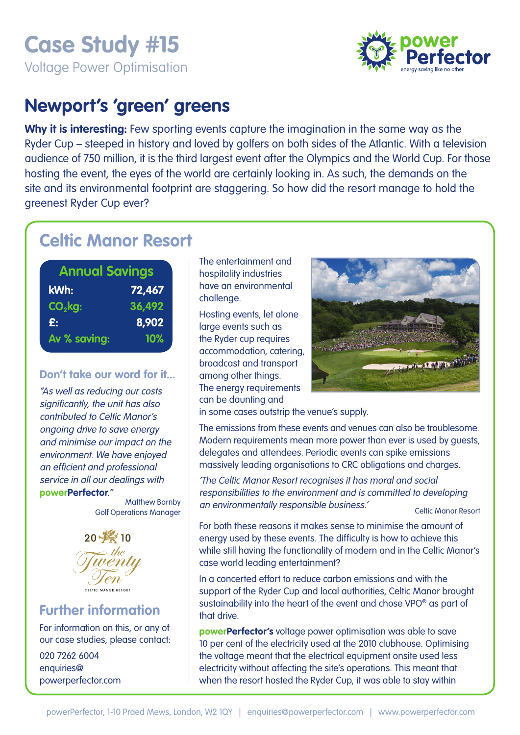# Case Study #15

Voltage Power Optimisation

power Perfector
energy saving like no other

## Newport's 'green' greens

**Why it is interesting:** Few sporting events capture the imagination in the same way as the Ryder Cup – steeped in history and loved by golfers on both sides of the Atlantic. With a television audience of 750 million, it is the third largest event after the Olympics and the World Cup. For those hosting the event, the eyes of the world are certainly looking in. As such, the demands on the site and its environmental footprint are staggering. So how did the resort manage to hold the greenest Ryder Cup ever?

## Celtic Manor Resort

| Annual Savings | |
|---|---|
| kWh: | 72,467 |
| $CO_2$kg: | 36,492 |
| £: | 8,902 |
| Av % saving: | 10% |

### Don't take our word for it...

*"As well as reducing our costs significantly, the unit has also contributed to Celtic Manor's ongoing drive to save energy and minimise our impact on the environment. We have enjoyed an efficient and professional service in all our dealings with* ***powerPerfector****."*

Matthew Barnby
Golf Operations Manager

2010 the Twenty Ten
CELTIC MANOR RESORT

### Further information

For information on this, or any of our case studies, please contact:

020 7262 6004
enquiries@powerperfector.com

The entertainment and hospitality industries have an environmental challenge.

Hosting events, let alone large events such as the Ryder cup requires accommodation, catering, broadcast and transport among other things. The energy requirements can be daunting and in some cases outstrip the venue's supply.

The emissions from these events and venues can also be troublesome. Modern requirements mean more power than ever is used by guests, delegates and attendees. Periodic events can spike emissions massively leading organisations to CRC obligations and charges.

*'The Celtic Manor Resort recognises it has moral and social responsibilities to the environment and is committed to developing an environmentally responsible business.'*

Celtic Manor Resort

For both these reasons it makes sense to minimise the amount of energy used by these events. The difficulty is how to achieve this while still having the functionality of modern and in the Celtic Manor's case world leading entertainment?

In a concerted effort to reduce carbon emissions and with the support of the Ryder Cup and local authorities, Celtic Manor brought sustainability into the heart of the event and chose VPO® as part of that drive.

**powerPerfector's** voltage power optimisation was able to save 10 per cent of the electricity used at the 2010 clubhouse. Optimising the voltage meant that the electrical equipment onsite used less electricity without affecting the site's operations. This meant that when the resort hosted the Ryder Cup, it was able to stay within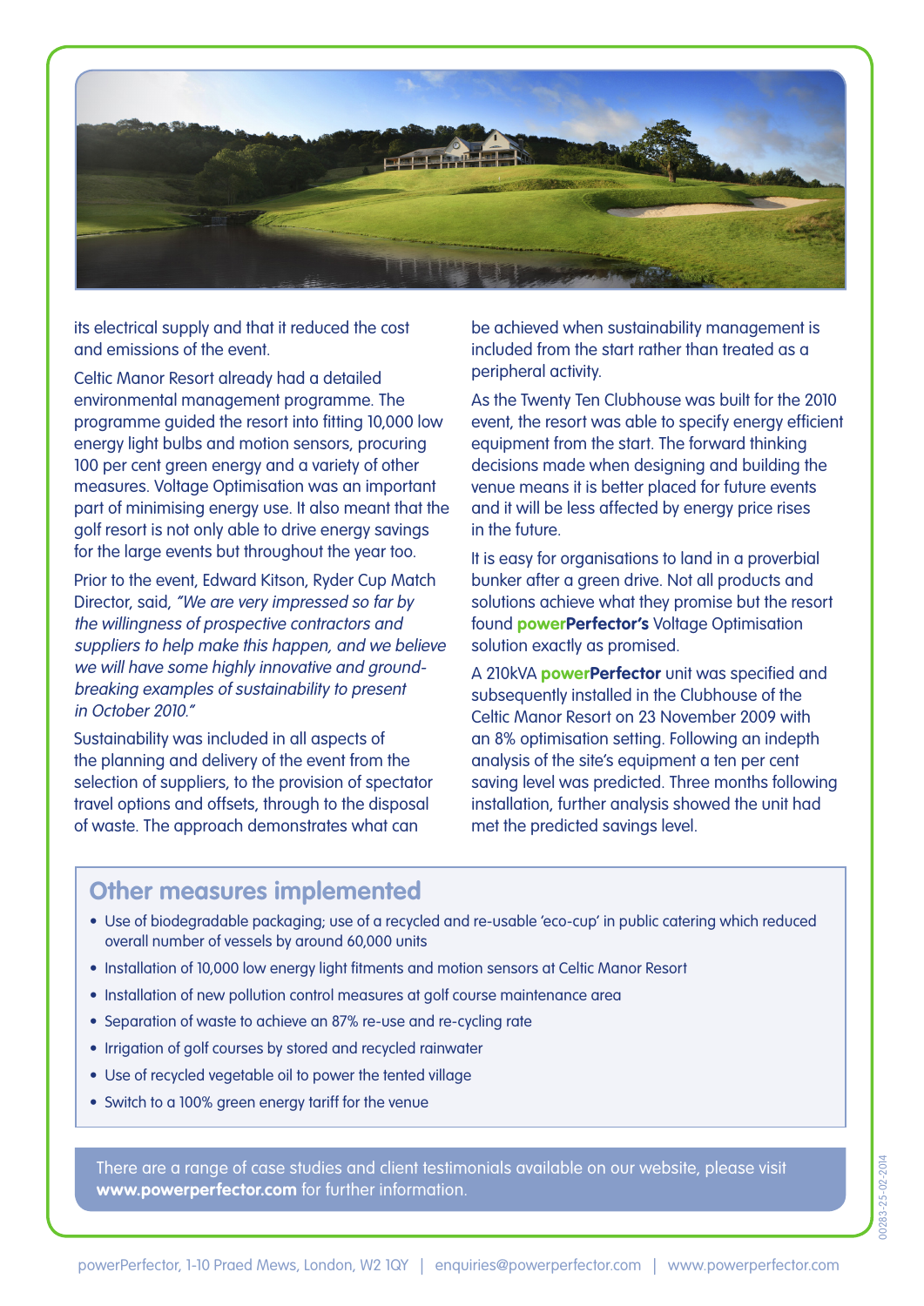its electrical supply and that it reduced the cost and emissions of the event.

Celtic Manor Resort already had a detailed environmental management programme. The programme guided the resort into fitting 10,000 low energy light bulbs and motion sensors, procuring 100 per cent green energy and a variety of other measures. Voltage Optimisation was an important part of minimising energy use. It also meant that the golf resort is not only able to drive energy savings for the large events but throughout the year too.

Prior to the event, Edward Kitson, Ryder Cup Match Director, said, *"We are very impressed so far by the willingness of prospective contractors and suppliers to help make this happen, and we believe we will have some highly innovative and ground-breaking examples of sustainability to present in October 2010."*

Sustainability was included in all aspects of the planning and delivery of the event from the selection of suppliers, to the provision of spectator travel options and offsets, through to the disposal of waste. The approach demonstrates what can be achieved when sustainability management is included from the start rather than treated as a peripheral activity.

As the Twenty Ten Clubhouse was built for the 2010 event, the resort was able to specify energy efficient equipment from the start. The forward thinking decisions made when designing and building the venue means it is better placed for future events and it will be less affected by energy price rises in the future.

It is easy for organisations to land in a proverbial bunker after a green drive. Not all products and solutions achieve what they promise but the resort found **powerPerfector's** Voltage Optimisation solution exactly as promised.

A 210kVA **powerPerfector** unit was specified and subsequently installed in the Clubhouse of the Celtic Manor Resort on 23 November 2009 with an 8% optimisation setting. Following an indepth analysis of the site's equipment a ten per cent saving level was predicted. Three months following installation, further analysis showed the unit had met the predicted savings level.

## Other measures implemented

- Use of biodegradable packaging; use of a recycled and re-usable 'eco-cup' in public catering which reduced overall number of vessels by around 60,000 units
- Installation of 10,000 low energy light fitments and motion sensors at Celtic Manor Resort
- Installation of new pollution control measures at golf course maintenance area
- Separation of waste to achieve an 87% re-use and re-cycling rate
- Irrigation of golf courses by stored and recycled rainwater
- Use of recycled vegetable oil to power the tented village
- Switch to a 100% green energy tariff for the venue

There are a range of case studies and client testimonials available on our website, please visit **www.powerperfector.com** for further information.

powerPerfector, 1-10 Praed Mews, London, W2 1QY | enquiries@powerperfector.com | www.powerperfector.com